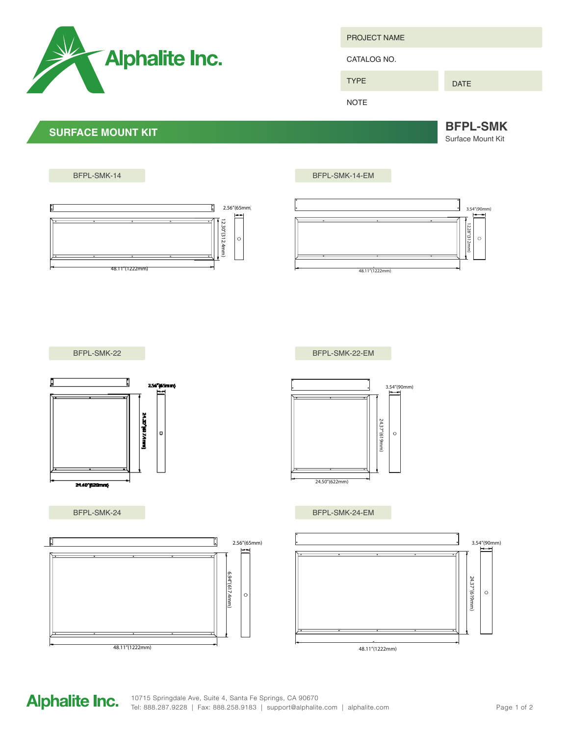Alphalite Inc.

| PROJECT NAME | |
|---|---|
| CATALOG NO. | |
| TYPE | DATE |
| NOTE | |

## SURFACE MOUNT KIT

## BFPL-SMK

Surface Mount Kit

### BFPL-SMK-14

2.56"(65mm)

12.30"(312.4mm)

48.11"(1222mm)

### BFPL-SMK-14-EM

3.54"(90mm)

12.28"(312mm)

48.11"(1222mm)

### BFPL-SMK-22

2.56"(65mm)

24.32"(617.4mm)

24.40"(620mm)

### BFPL-SMK-22-EM

3.54"(90mm)

24.37"(619mm)

24.50"(622mm)

### BFPL-SMK-24

2.56"(65mm)

6.94"(617.4mm)

48.11"(1222mm)

### BFPL-SMK-24-EM

3.54"(90mm)

24.37"(619mm)

48.11"(1222mm)

Alphalite Inc.

10715 Springdale Ave, Suite 4, Santa Fe Springs, CA 90670
Tel: 888.287.9228 | Fax: 888.258.9183 | support@alphalite.com | alphalite.com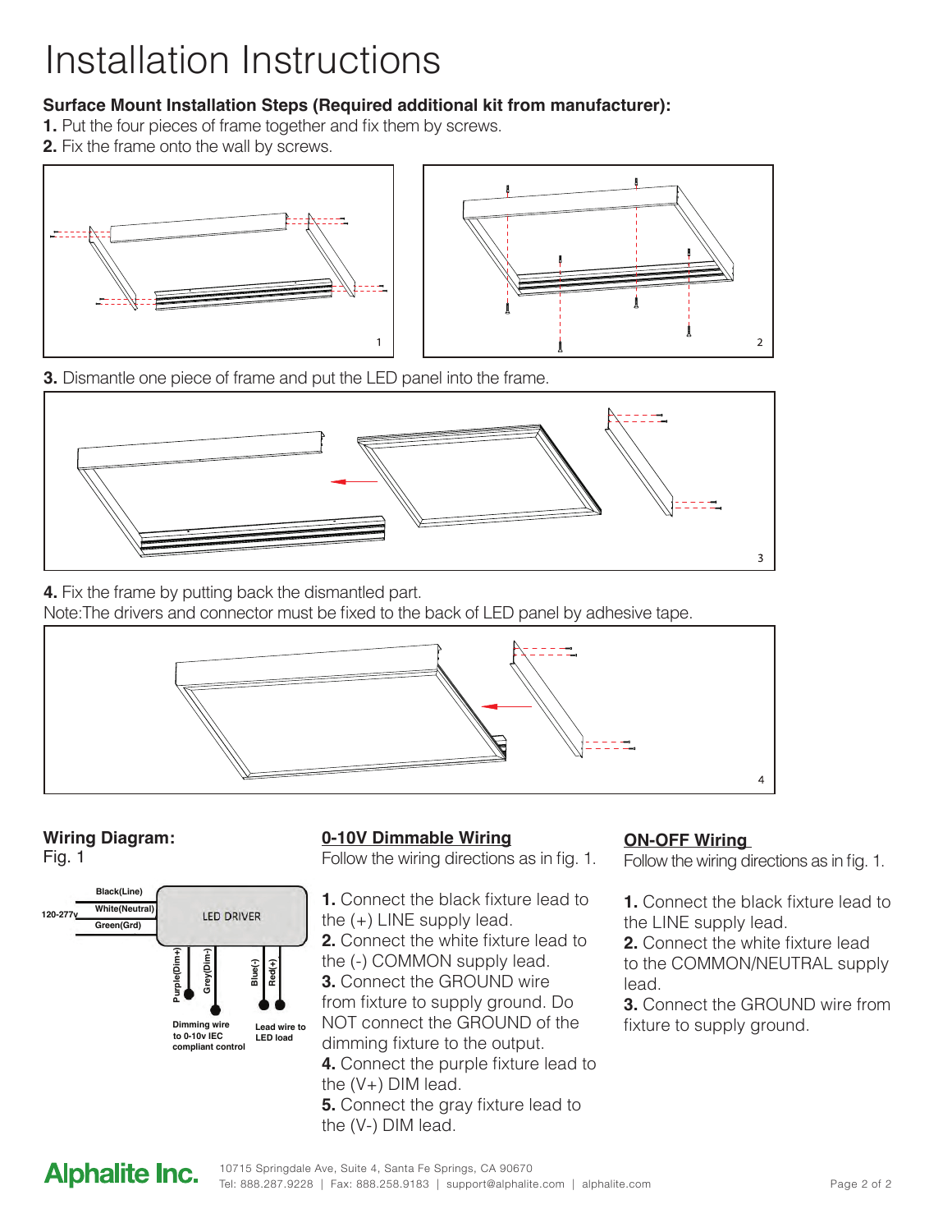# Installation Instructions

**Surface Mount Installation Steps (Required additional kit from manufacturer):**

**1.** Put the four pieces of frame together and fix them by screws.
**2.** Fix the frame onto the wall by screws.

1

2

**3.** Dismantle one piece of frame and put the LED panel into the frame.

3

**4.** Fix the frame by putting back the dismantled part.
Note:The drivers and connector must be fixed to the back of LED panel by adhesive tape.

4

**Wiring Diagram:**
Fig. 1

120-277v
Black(Line)
White(Neutral)
Green(Grd)
LED DRIVER
Purple(Dim+)
Grey(Dim-)
Blue(-)
Red(+)
Dimming wire to 0-10v IEC compliant control
Lead wire to LED load

## 0-10V Dimmable Wiring

Follow the wiring directions as in fig. 1.

**1.** Connect the black fixture lead to the (+) LINE supply lead.
**2.** Connect the white fixture lead to the (-) COMMON supply lead.
**3.** Connect the GROUND wire from fixture to supply ground. Do NOT connect the GROUND of the dimming fixture to the output.
**4.** Connect the purple fixture lead to the (V+) DIM lead.
**5.** Connect the gray fixture lead to the (V-) DIM lead.

## ON-OFF Wiring

Follow the wiring directions as in fig. 1.

**1.** Connect the black fixture lead to the LINE supply lead.
**2.** Connect the white fixture lead to the COMMON/NEUTRAL supply lead.
**3.** Connect the GROUND wire from fixture to supply ground.

**Alphalite Inc.** 10715 Springdale Ave, Suite 4, Santa Fe Springs, CA 90670
Tel: 888.287.9228 | Fax: 888.258.9183 | support@alphalite.com | alphalite.com